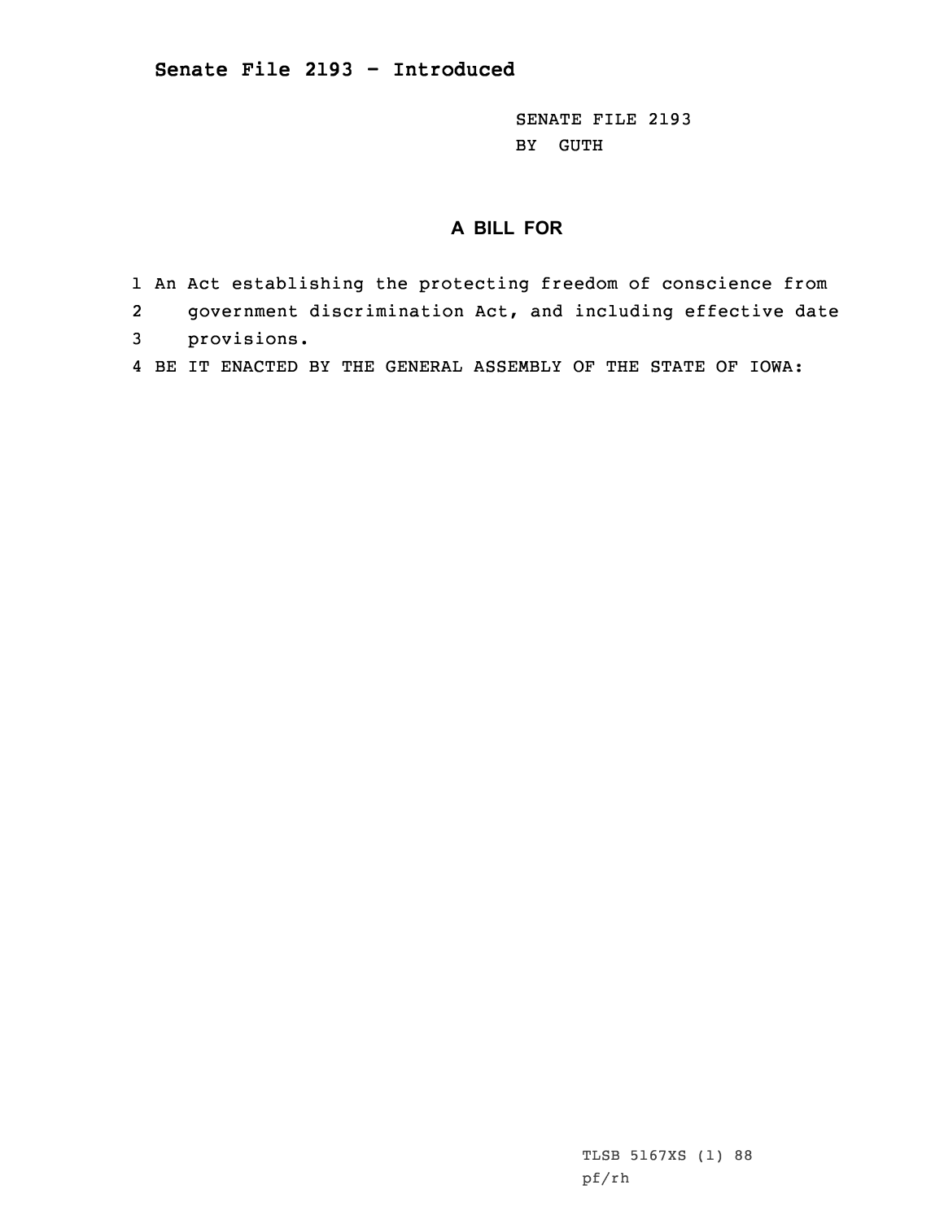**Senate File 2193 - Introduced**

SENATE FILE 2193
BY GUTH

## A BILL FOR

1 An Act establishing the protecting freedom of conscience from
2 government discrimination Act, and including effective date
3 provisions.
4 BE IT ENACTED BY THE GENERAL ASSEMBLY OF THE STATE OF IOWA:

TLSB 5167XS (1) 88
pf/rh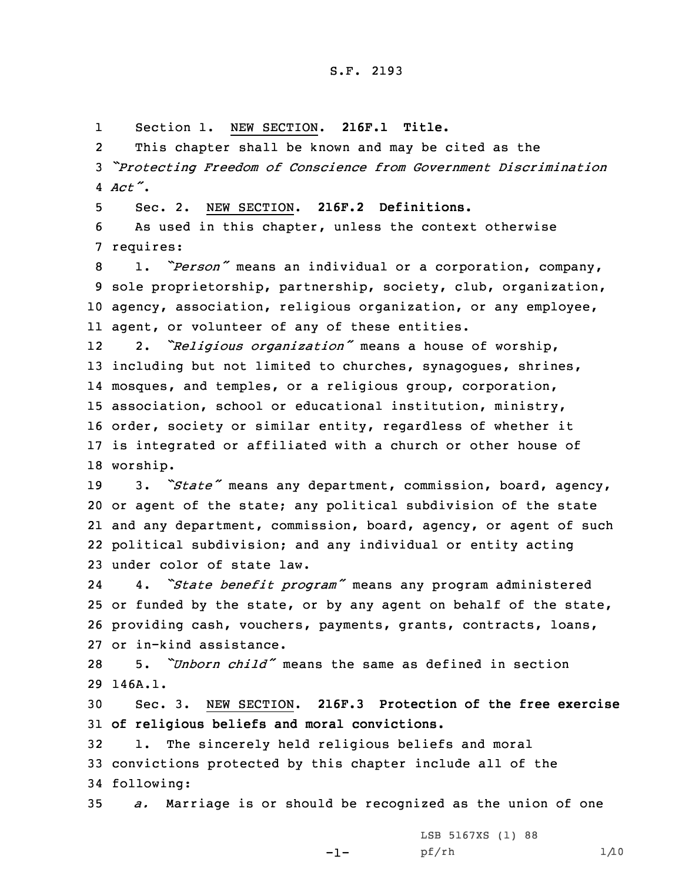S.F. 2193

Section 1. NEW SECTION. **216F.1 Title.**

This chapter shall be known and may be cited as the "*Protecting Freedom of Conscience from Government Discrimination Act*".

Sec. 2. NEW SECTION. **216F.2 Definitions.**

As used in this chapter, unless the context otherwise requires:

1. "*Person*" means an individual or a corporation, company, sole proprietorship, partnership, society, club, organization, agency, association, religious organization, or any employee, agent, or volunteer of any of these entities.

2. "*Religious organization*" means a house of worship, including but not limited to churches, synagogues, shrines, mosques, and temples, or a religious group, corporation, association, school or educational institution, ministry, order, society or similar entity, regardless of whether it is integrated or affiliated with a church or other house of worship.

3. "*State*" means any department, commission, board, agency, or agent of the state; any political subdivision of the state and any department, commission, board, agency, or agent of such political subdivision; and any individual or entity acting under color of state law.

4. "*State benefit program*" means any program administered or funded by the state, or by any agent on behalf of the state, providing cash, vouchers, payments, grants, contracts, loans, or in-kind assistance.

5. "*Unborn child*" means the same as defined in section 146A.1.

Sec. 3. NEW SECTION. **216F.3 Protection of the free exercise of religious beliefs and moral convictions.**

1. The sincerely held religious beliefs and moral convictions protected by this chapter include all of the following:

*a.* Marriage is or should be recognized as the union of one

LSB 5167XS (1) 88
pf/rh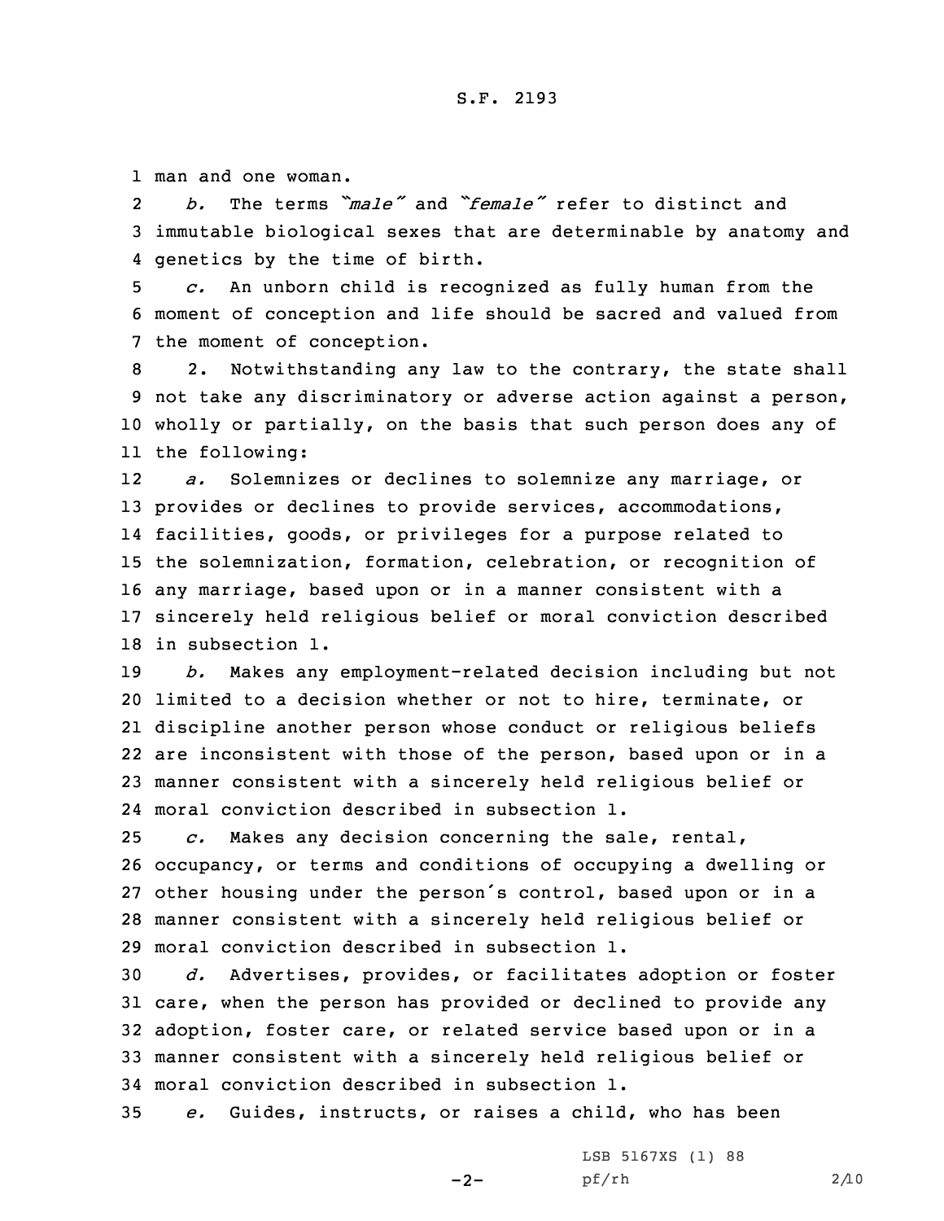man and one woman.

*b.* The terms *"male"* and *"female"* refer to distinct and immutable biological sexes that are determinable by anatomy and genetics by the time of birth.

*c.* An unborn child is recognized as fully human from the moment of conception and life should be sacred and valued from the moment of conception.

2. Notwithstanding any law to the contrary, the state shall not take any discriminatory or adverse action against a person, wholly or partially, on the basis that such person does any of the following:

*a.* Solemnizes or declines to solemnize any marriage, or provides or declines to provide services, accommodations, facilities, goods, or privileges for a purpose related to the solemnization, formation, celebration, or recognition of any marriage, based upon or in a manner consistent with a sincerely held religious belief or moral conviction described in subsection 1.

*b.* Makes any employment-related decision including but not limited to a decision whether or not to hire, terminate, or discipline another person whose conduct or religious beliefs are inconsistent with those of the person, based upon or in a manner consistent with a sincerely held religious belief or moral conviction described in subsection 1.

*c.* Makes any decision concerning the sale, rental, occupancy, or terms and conditions of occupying a dwelling or other housing under the person's control, based upon or in a manner consistent with a sincerely held religious belief or moral conviction described in subsection 1.

*d.* Advertises, provides, or facilitates adoption or foster care, when the person has provided or declined to provide any adoption, foster care, or related service based upon or in a manner consistent with a sincerely held religious belief or moral conviction described in subsection 1.

*e.* Guides, instructs, or raises a child, who has been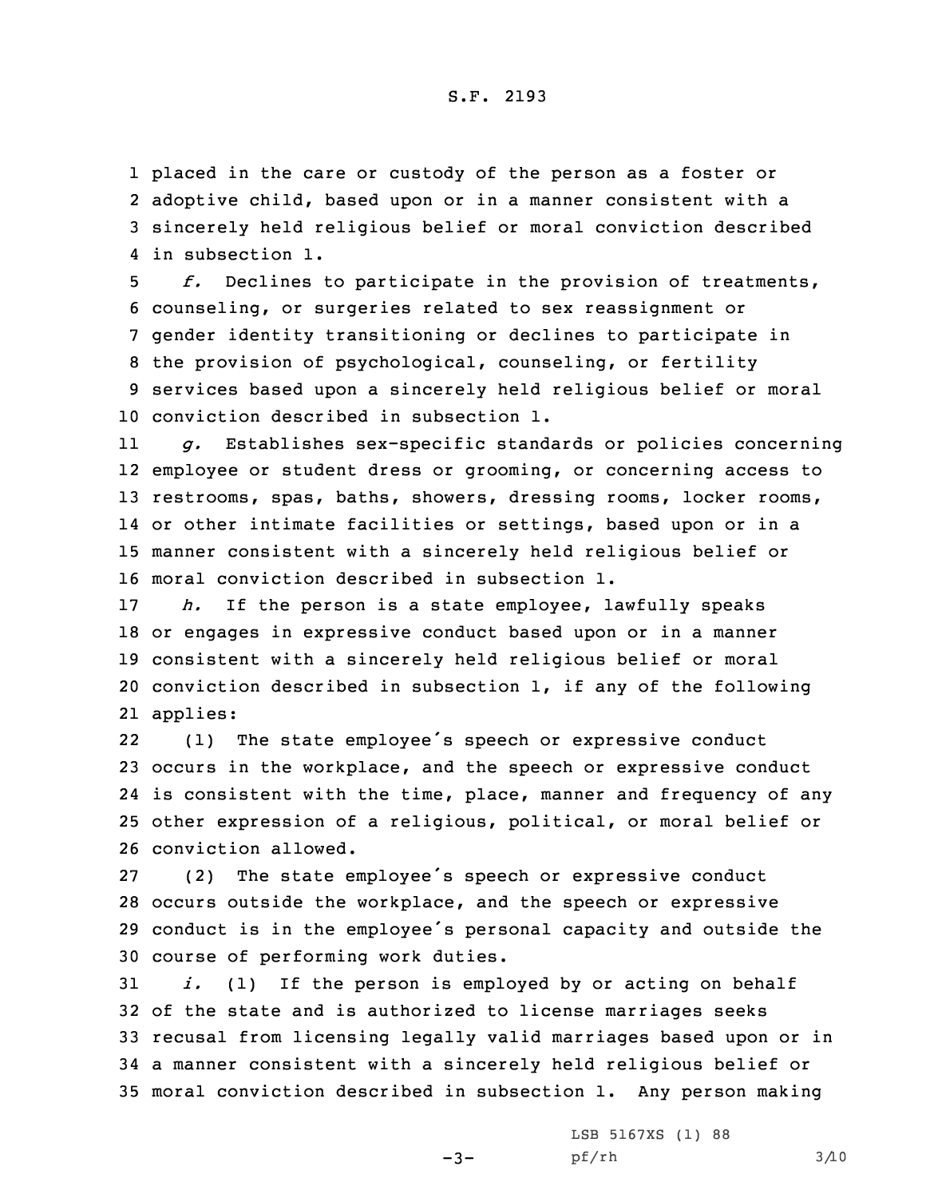placed in the care or custody of the person as a foster or adoptive child, based upon or in a manner consistent with a sincerely held religious belief or moral conviction described in subsection 1.

*f.* Declines to participate in the provision of treatments, counseling, or surgeries related to sex reassignment or gender identity transitioning or declines to participate in the provision of psychological, counseling, or fertility services based upon a sincerely held religious belief or moral conviction described in subsection 1.

*g.* Establishes sex-specific standards or policies concerning employee or student dress or grooming, or concerning access to restrooms, spas, baths, showers, dressing rooms, locker rooms, or other intimate facilities or settings, based upon or in a manner consistent with a sincerely held religious belief or moral conviction described in subsection 1.

*h.* If the person is a state employee, lawfully speaks or engages in expressive conduct based upon or in a manner consistent with a sincerely held religious belief or moral conviction described in subsection 1, if any of the following applies:

(1) The state employee's speech or expressive conduct occurs in the workplace, and the speech or expressive conduct is consistent with the time, place, manner and frequency of any other expression of a religious, political, or moral belief or conviction allowed.

(2) The state employee's speech or expressive conduct occurs outside the workplace, and the speech or expressive conduct is in the employee's personal capacity and outside the course of performing work duties.

*i.* (1) If the person is employed by or acting on behalf of the state and is authorized to license marriages seeks recusal from licensing legally valid marriages based upon or in a manner consistent with a sincerely held religious belief or moral conviction described in subsection 1. Any person making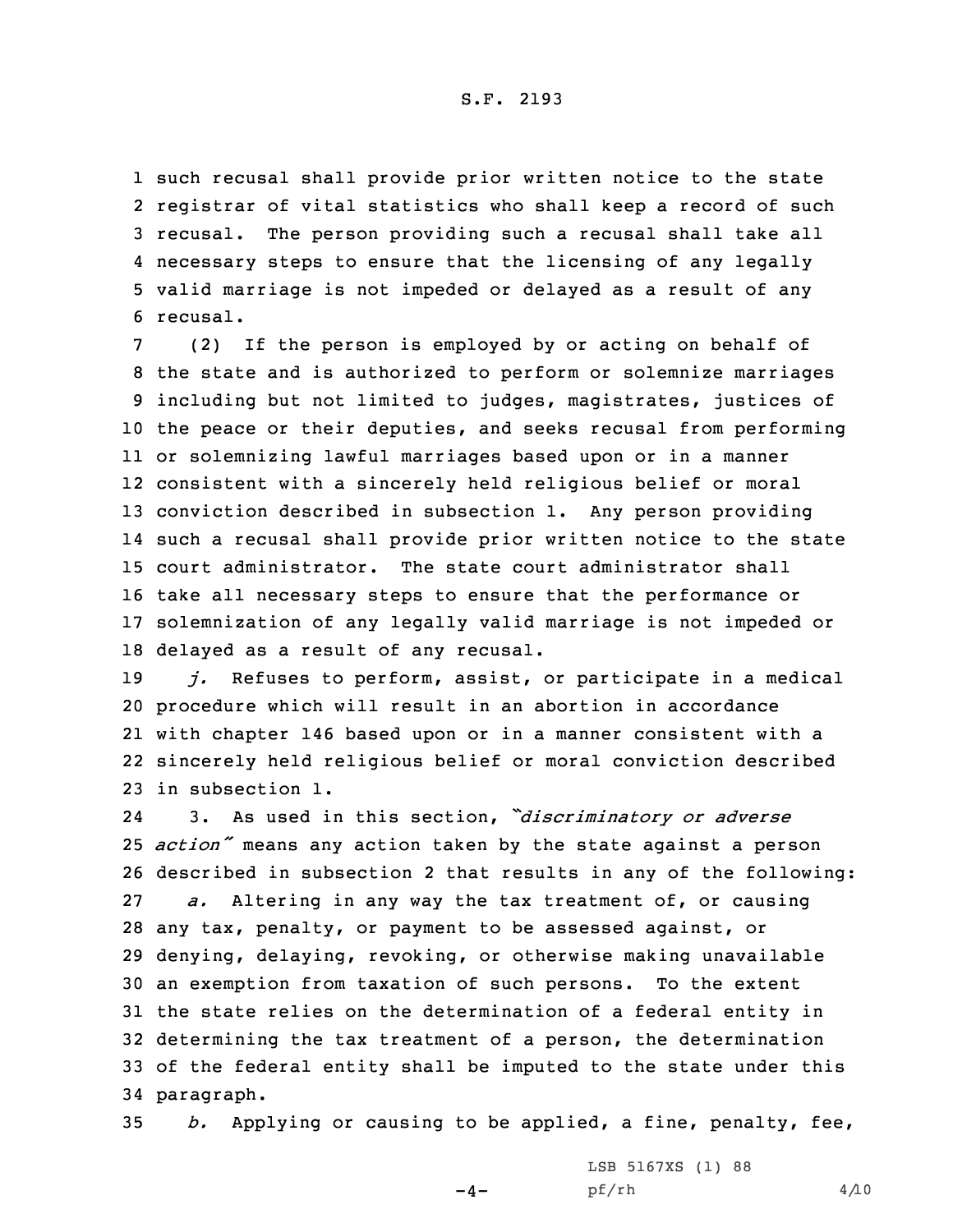such recusal shall provide prior written notice to the state registrar of vital statistics who shall keep a record of such recusal. The person providing such a recusal shall take all necessary steps to ensure that the licensing of any legally valid marriage is not impeded or delayed as a result of any recusal.

(2) If the person is employed by or acting on behalf of the state and is authorized to perform or solemnize marriages including but not limited to judges, magistrates, justices of the peace or their deputies, and seeks recusal from performing or solemnizing lawful marriages based upon or in a manner consistent with a sincerely held religious belief or moral conviction described in subsection 1. Any person providing such a recusal shall provide prior written notice to the state court administrator. The state court administrator shall take all necessary steps to ensure that the performance or solemnization of any legally valid marriage is not impeded or delayed as a result of any recusal.

*j.* Refuses to perform, assist, or participate in a medical procedure which will result in an abortion in accordance with chapter 146 based upon or in a manner consistent with a sincerely held religious belief or moral conviction described in subsection 1.

3. As used in this section, *"discriminatory or adverse action"* means any action taken by the state against a person described in subsection 2 that results in any of the following:

*a.* Altering in any way the tax treatment of, or causing any tax, penalty, or payment to be assessed against, or denying, delaying, revoking, or otherwise making unavailable an exemption from taxation of such persons. To the extent the state relies on the determination of a federal entity in determining the tax treatment of a person, the determination of the federal entity shall be imputed to the state under this paragraph.

*b.* Applying or causing to be applied, a fine, penalty, fee,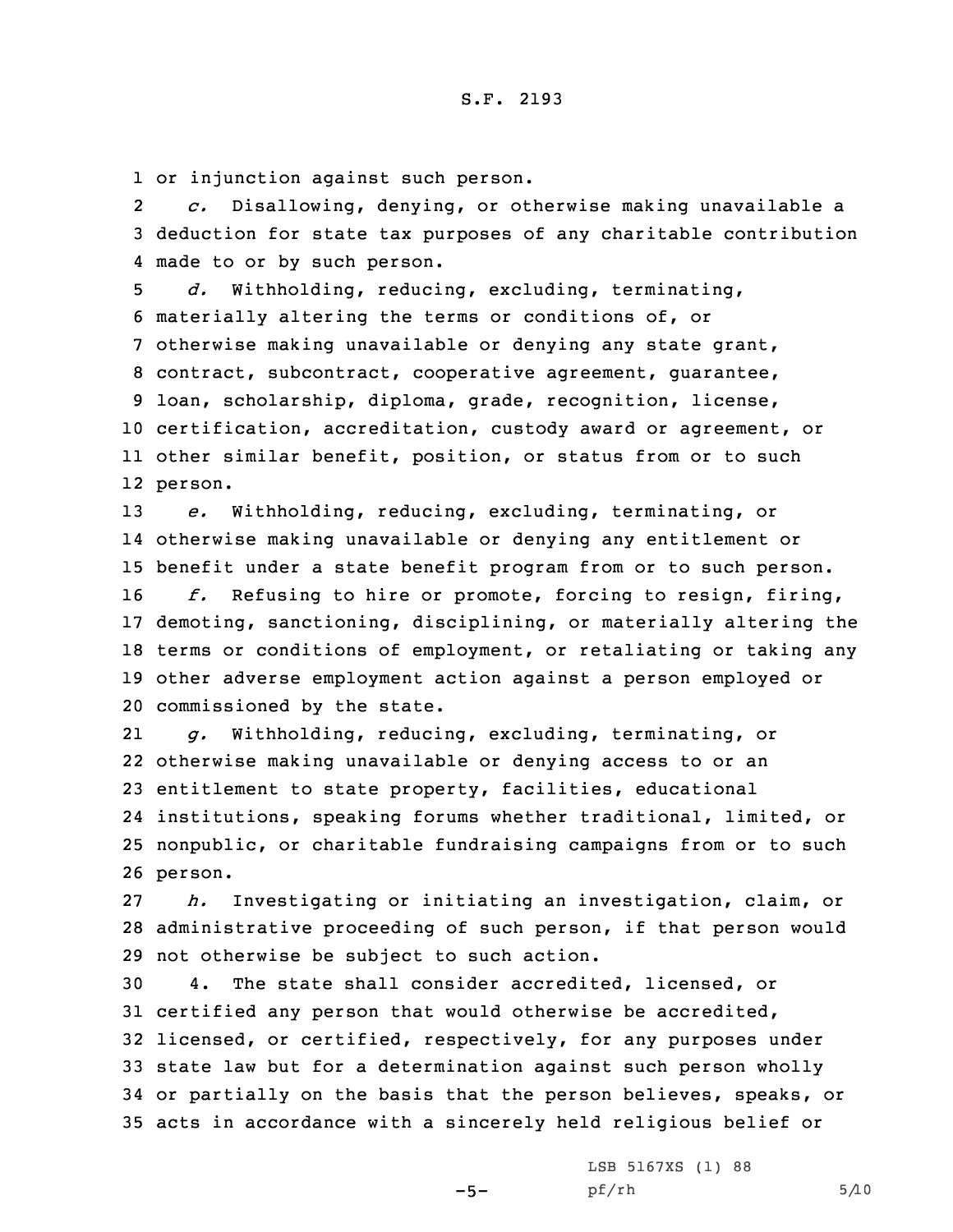or injunction against such person.

*c.* Disallowing, denying, or otherwise making unavailable a deduction for state tax purposes of any charitable contribution made to or by such person.

*d.* Withholding, reducing, excluding, terminating, materially altering the terms or conditions of, or otherwise making unavailable or denying any state grant, contract, subcontract, cooperative agreement, guarantee, loan, scholarship, diploma, grade, recognition, license, certification, accreditation, custody award or agreement, or other similar benefit, position, or status from or to such person.

*e.* Withholding, reducing, excluding, terminating, or otherwise making unavailable or denying any entitlement or benefit under a state benefit program from or to such person.

*f.* Refusing to hire or promote, forcing to resign, firing, demoting, sanctioning, disciplining, or materially altering the terms or conditions of employment, or retaliating or taking any other adverse employment action against a person employed or commissioned by the state.

*g.* Withholding, reducing, excluding, terminating, or otherwise making unavailable or denying access to or an entitlement to state property, facilities, educational institutions, speaking forums whether traditional, limited, or nonpublic, or charitable fundraising campaigns from or to such person.

*h.* Investigating or initiating an investigation, claim, or administrative proceeding of such person, if that person would not otherwise be subject to such action.

4. The state shall consider accredited, licensed, or certified any person that would otherwise be accredited, licensed, or certified, respectively, for any purposes under state law but for a determination against such person wholly or partially on the basis that the person believes, speaks, or acts in accordance with a sincerely held religious belief or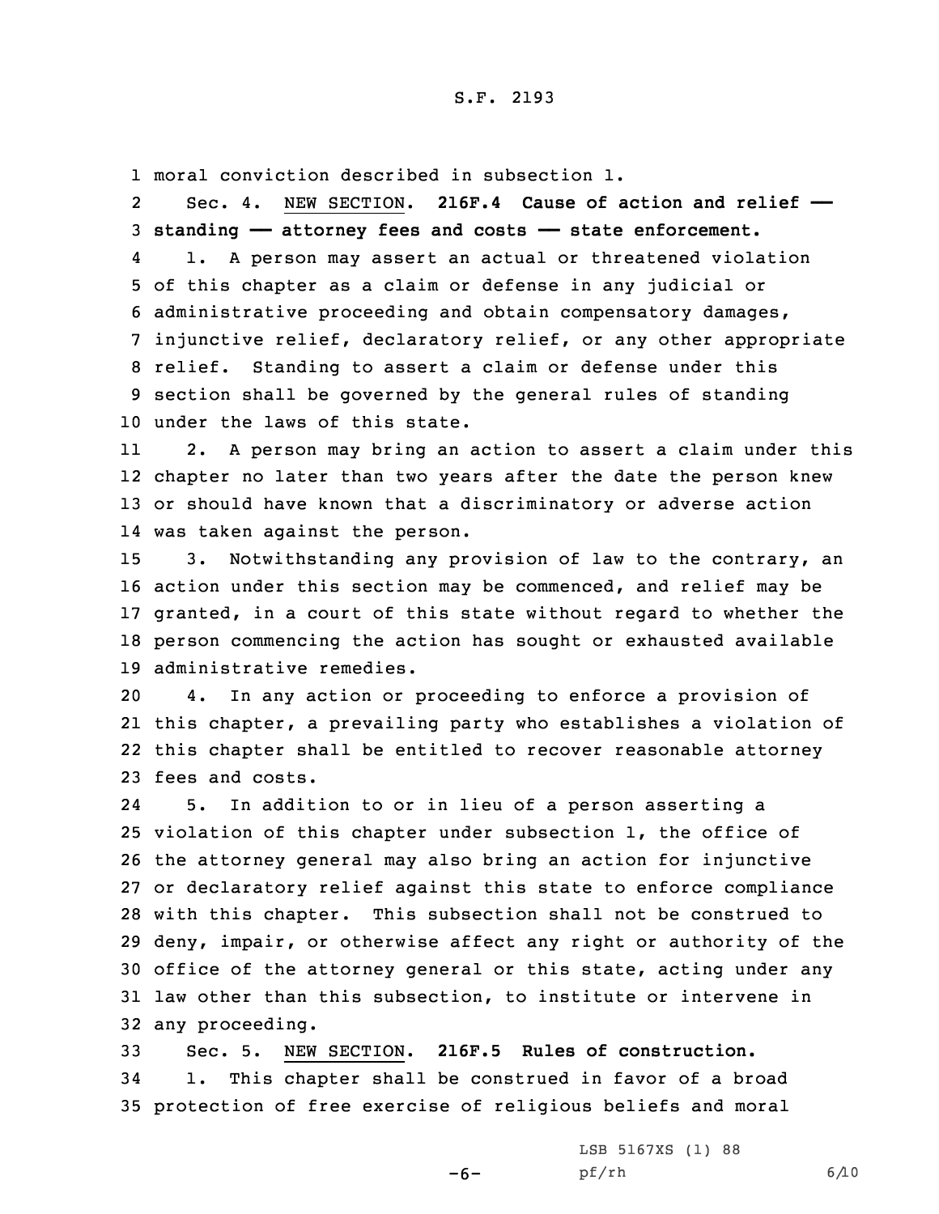moral conviction described in subsection 1.

Sec. 4. NEW SECTION. **216F.4 Cause of action and relief — standing — attorney fees and costs — state enforcement.**

1. A person may assert an actual or threatened violation of this chapter as a claim or defense in any judicial or administrative proceeding and obtain compensatory damages, injunctive relief, declaratory relief, or any other appropriate relief. Standing to assert a claim or defense under this section shall be governed by the general rules of standing under the laws of this state.

2. A person may bring an action to assert a claim under this chapter no later than two years after the date the person knew or should have known that a discriminatory or adverse action was taken against the person.

3. Notwithstanding any provision of law to the contrary, an action under this section may be commenced, and relief may be granted, in a court of this state without regard to whether the person commencing the action has sought or exhausted available administrative remedies.

4. In any action or proceeding to enforce a provision of this chapter, a prevailing party who establishes a violation of this chapter shall be entitled to recover reasonable attorney fees and costs.

5. In addition to or in lieu of a person asserting a violation of this chapter under subsection 1, the office of the attorney general may also bring an action for injunctive or declaratory relief against this state to enforce compliance with this chapter. This subsection shall not be construed to deny, impair, or otherwise affect any right or authority of the office of the attorney general or this state, acting under any law other than this subsection, to institute or intervene in any proceeding.

Sec. 5. NEW SECTION. **216F.5 Rules of construction.**

1. This chapter shall be construed in favor of a broad protection of free exercise of religious beliefs and moral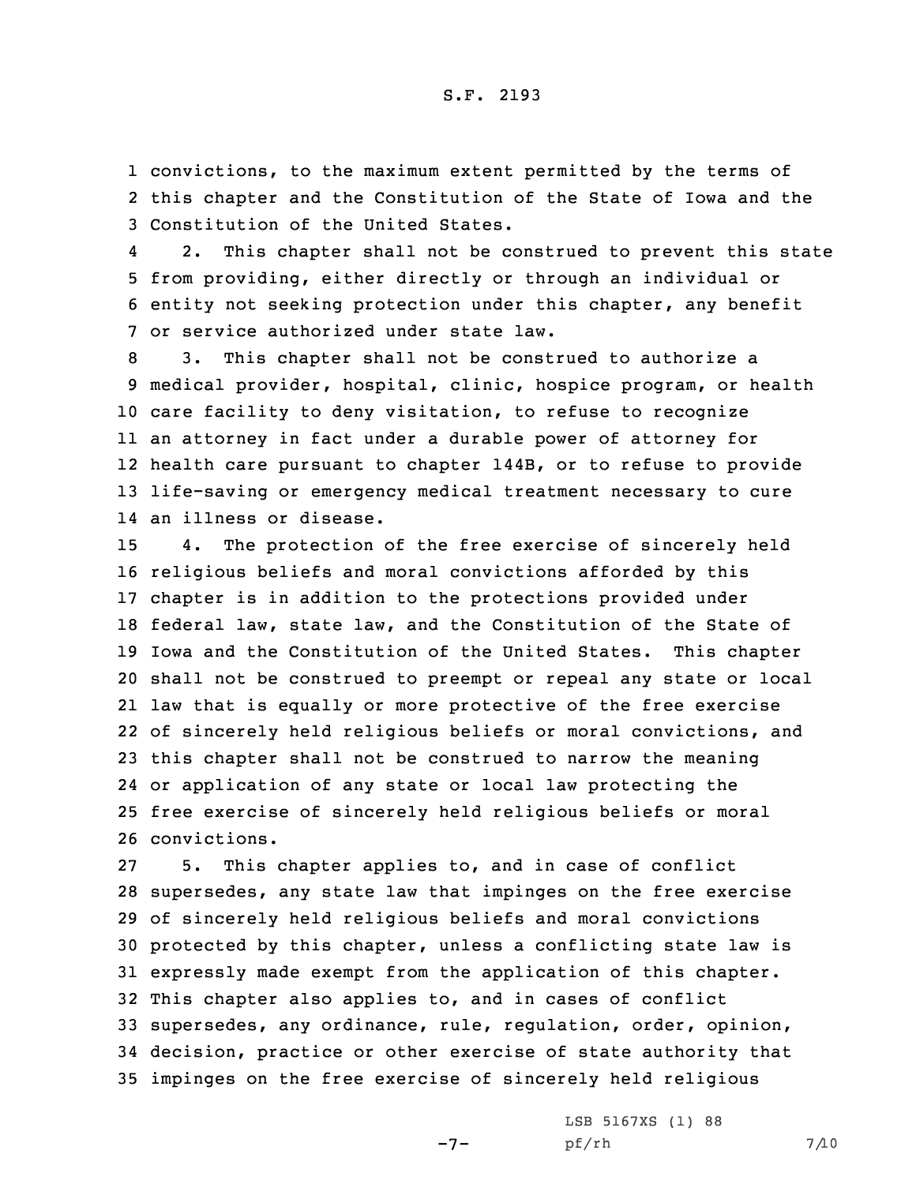convictions, to the maximum extent permitted by the terms of this chapter and the Constitution of the State of Iowa and the Constitution of the United States.

2. This chapter shall not be construed to prevent this state from providing, either directly or through an individual or entity not seeking protection under this chapter, any benefit or service authorized under state law.

3. This chapter shall not be construed to authorize a medical provider, hospital, clinic, hospice program, or health care facility to deny visitation, to refuse to recognize an attorney in fact under a durable power of attorney for health care pursuant to chapter 144B, or to refuse to provide life-saving or emergency medical treatment necessary to cure an illness or disease.

4. The protection of the free exercise of sincerely held religious beliefs and moral convictions afforded by this chapter is in addition to the protections provided under federal law, state law, and the Constitution of the State of Iowa and the Constitution of the United States. This chapter shall not be construed to preempt or repeal any state or local law that is equally or more protective of the free exercise of sincerely held religious beliefs or moral convictions, and this chapter shall not be construed to narrow the meaning or application of any state or local law protecting the free exercise of sincerely held religious beliefs or moral convictions.

5. This chapter applies to, and in case of conflict supersedes, any state law that impinges on the free exercise of sincerely held religious beliefs and moral convictions protected by this chapter, unless a conflicting state law is expressly made exempt from the application of this chapter. This chapter also applies to, and in cases of conflict supersedes, any ordinance, rule, regulation, order, opinion, decision, practice or other exercise of state authority that impinges on the free exercise of sincerely held religious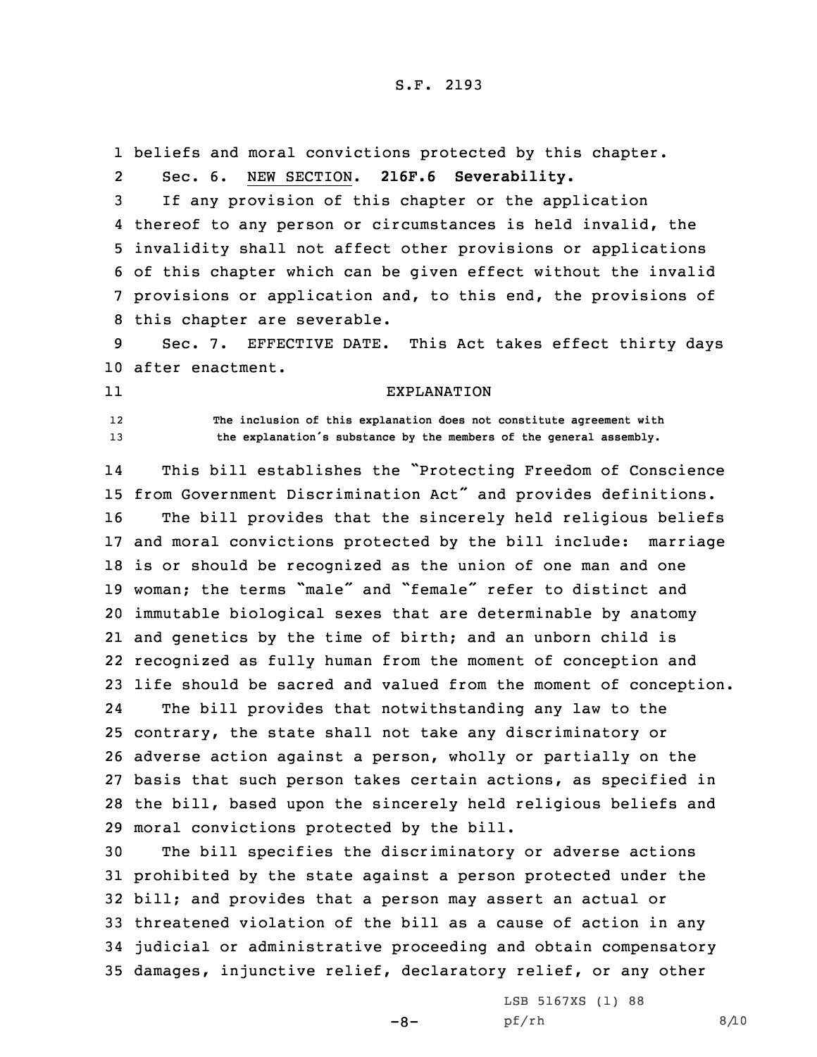beliefs and moral convictions protected by this chapter.

Sec. 6. NEW SECTION. **216F.6 Severability.**

If any provision of this chapter or the application thereof to any person or circumstances is held invalid, the invalidity shall not affect other provisions or applications of this chapter which can be given effect without the invalid provisions or application and, to this end, the provisions of this chapter are severable.

Sec. 7. EFFECTIVE DATE. This Act takes effect thirty days after enactment.

EXPLANATION

The inclusion of this explanation does not constitute agreement with the explanation's substance by the members of the general assembly.

This bill establishes the "Protecting Freedom of Conscience from Government Discrimination Act" and provides definitions.

The bill provides that the sincerely held religious beliefs and moral convictions protected by the bill include: marriage is or should be recognized as the union of one man and one woman; the terms "male" and "female" refer to distinct and immutable biological sexes that are determinable by anatomy and genetics by the time of birth; and an unborn child is recognized as fully human from the moment of conception and life should be sacred and valued from the moment of conception.

The bill provides that notwithstanding any law to the contrary, the state shall not take any discriminatory or adverse action against a person, wholly or partially on the basis that such person takes certain actions, as specified in the bill, based upon the sincerely held religious beliefs and moral convictions protected by the bill.

The bill specifies the discriminatory or adverse actions prohibited by the state against a person protected under the bill; and provides that a person may assert an actual or threatened violation of the bill as a cause of action in any judicial or administrative proceeding and obtain compensatory damages, injunctive relief, declaratory relief, or any other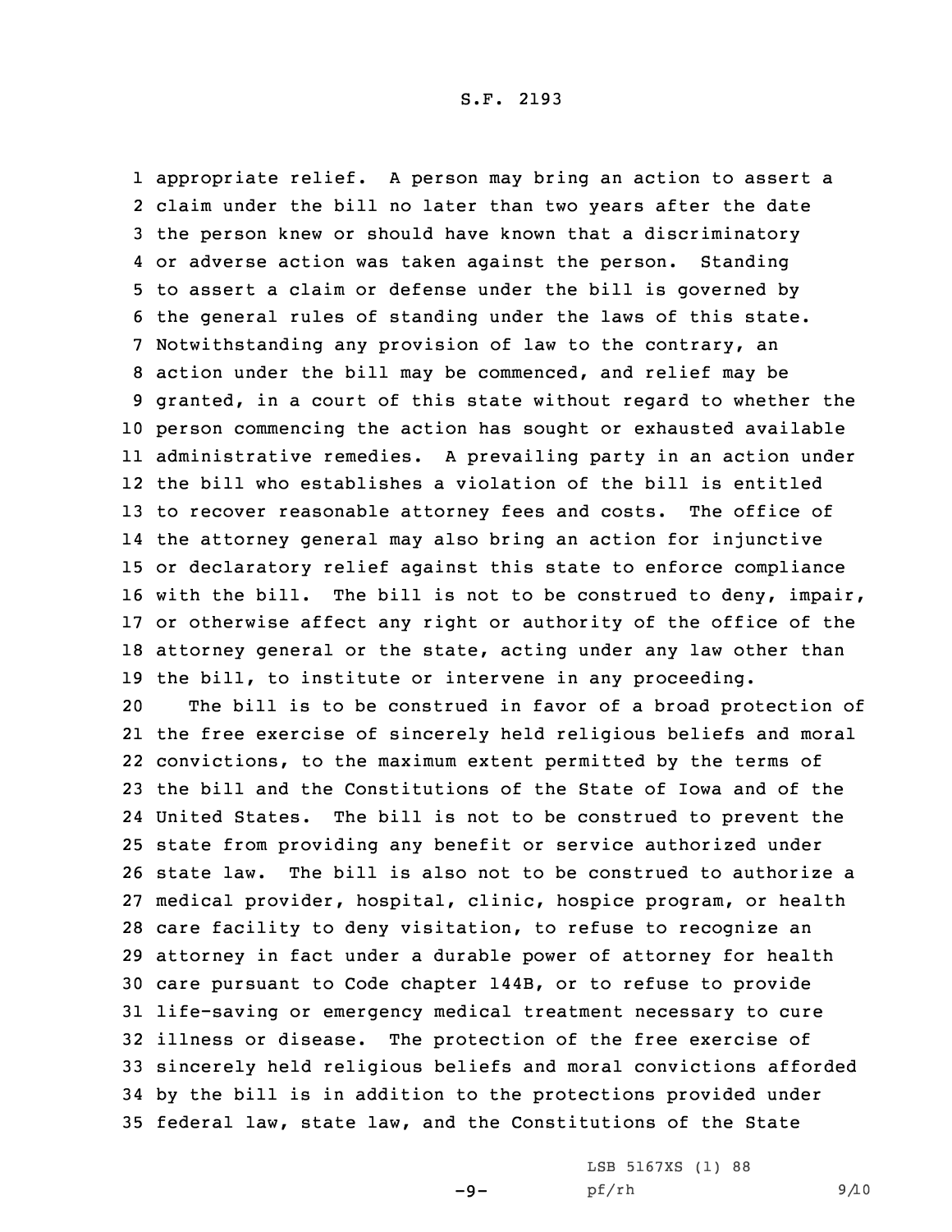appropriate relief. A person may bring an action to assert a claim under the bill no later than two years after the date the person knew or should have known that a discriminatory or adverse action was taken against the person. Standing to assert a claim or defense under the bill is governed by the general rules of standing under the laws of this state. Notwithstanding any provision of law to the contrary, an action under the bill may be commenced, and relief may be granted, in a court of this state without regard to whether the person commencing the action has sought or exhausted available administrative remedies. A prevailing party in an action under the bill who establishes a violation of the bill is entitled to recover reasonable attorney fees and costs. The office of the attorney general may also bring an action for injunctive or declaratory relief against this state to enforce compliance with the bill. The bill is not to be construed to deny, impair, or otherwise affect any right or authority of the office of the attorney general or the state, acting under any law other than the bill, to institute or intervene in any proceeding.

The bill is to be construed in favor of a broad protection of the free exercise of sincerely held religious beliefs and moral convictions, to the maximum extent permitted by the terms of the bill and the Constitutions of the State of Iowa and of the United States. The bill is not to be construed to prevent the state from providing any benefit or service authorized under state law. The bill is also not to be construed to authorize a medical provider, hospital, clinic, hospice program, or health care facility to deny visitation, to refuse to recognize an attorney in fact under a durable power of attorney for health care pursuant to Code chapter 144B, or to refuse to provide life-saving or emergency medical treatment necessary to cure illness or disease. The protection of the free exercise of sincerely held religious beliefs and moral convictions afforded by the bill is in addition to the protections provided under federal law, state law, and the Constitutions of the State

LSB 5167XS (1) 88
pf/rh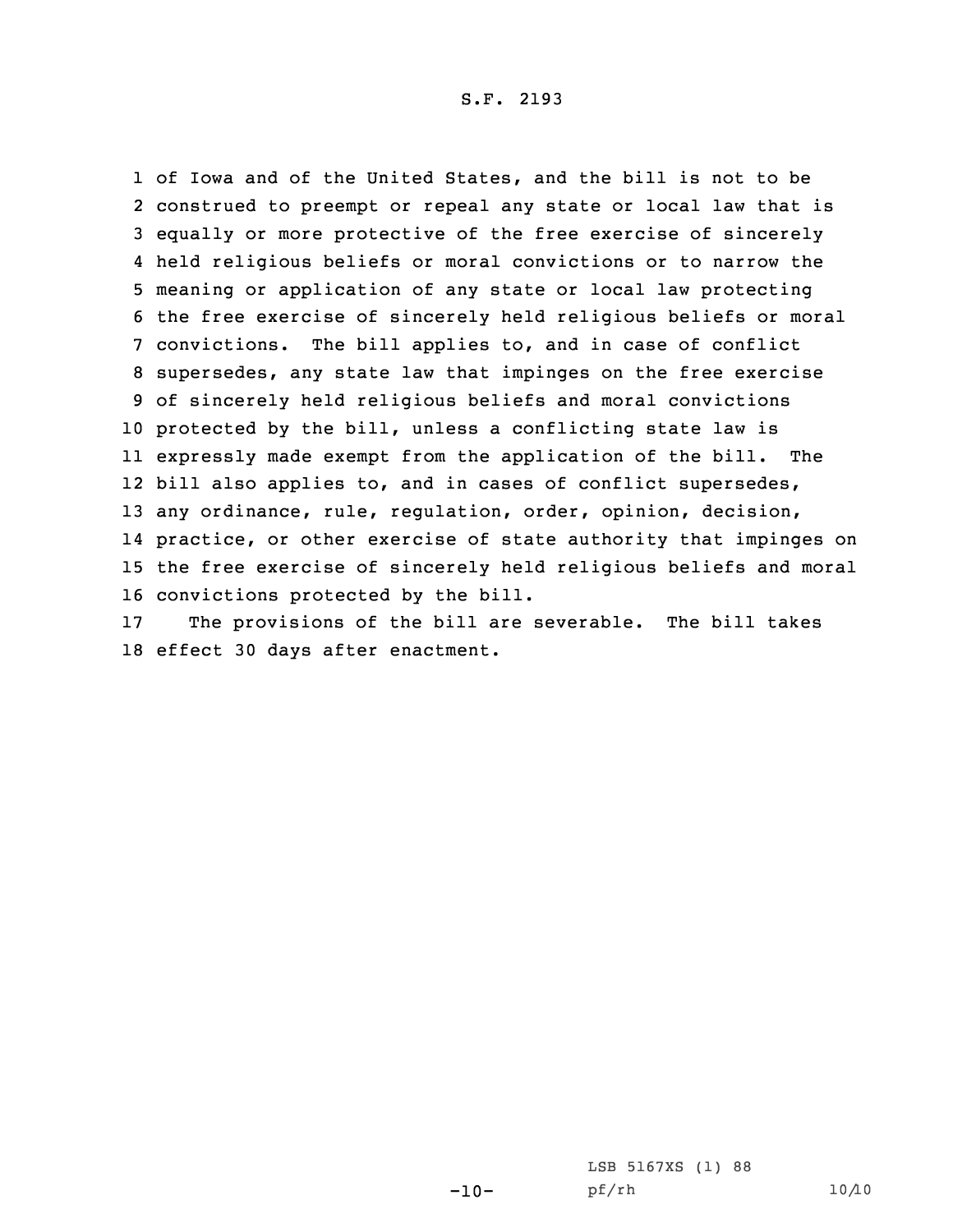of Iowa and of the United States, and the bill is not to be construed to preempt or repeal any state or local law that is equally or more protective of the free exercise of sincerely held religious beliefs or moral convictions or to narrow the meaning or application of any state or local law protecting the free exercise of sincerely held religious beliefs or moral convictions. The bill applies to, and in case of conflict supersedes, any state law that impinges on the free exercise of sincerely held religious beliefs and moral convictions protected by the bill, unless a conflicting state law is expressly made exempt from the application of the bill. The bill also applies to, and in cases of conflict supersedes, any ordinance, rule, regulation, order, opinion, decision, practice, or other exercise of state authority that impinges on the free exercise of sincerely held religious beliefs and moral convictions protected by the bill.

The provisions of the bill are severable. The bill takes effect 30 days after enactment.

LSB 5167XS (1) 88
pf/rh